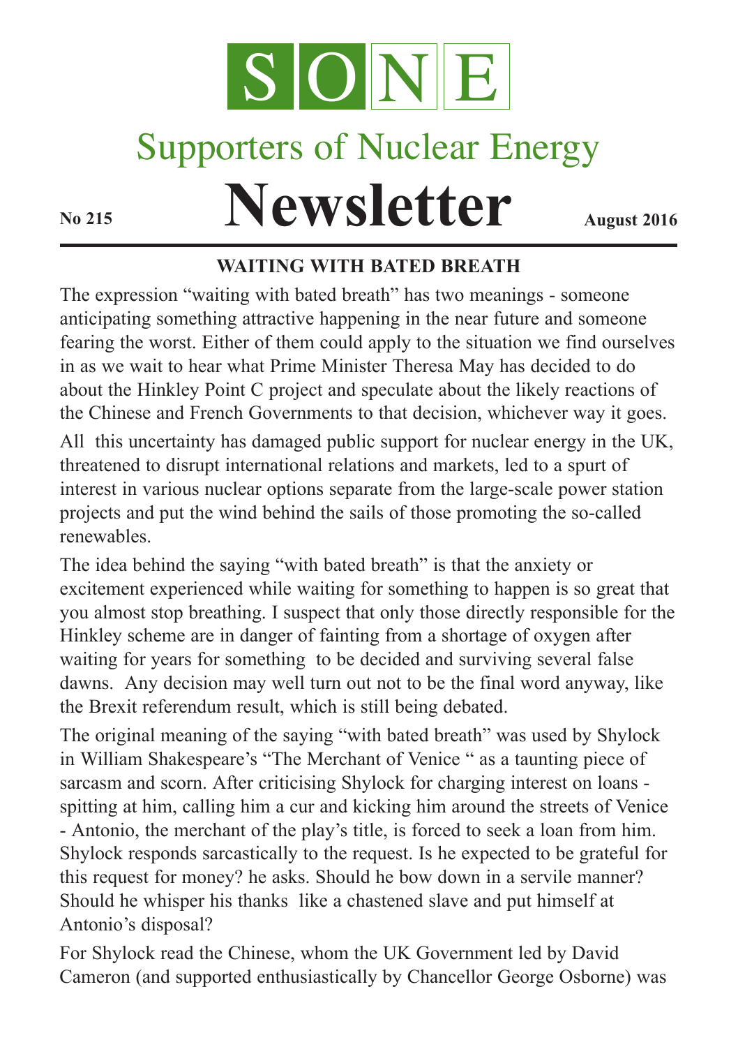# SONE

## Supporters of Nuclear Energy

# Newsletter

**No 215** **August 2016**

---

### WAITING WITH BATED BREATH

The expression "waiting with bated breath" has two meanings - someone anticipating something attractive happening in the near future and someone fearing the worst. Either of them could apply to the situation we find ourselves in as we wait to hear what Prime Minister Theresa May has decided to do about the Hinkley Point C project and speculate about the likely reactions of the Chinese and French Governments to that decision, whichever way it goes.

All this uncertainty has damaged public support for nuclear energy in the UK, threatened to disrupt international relations and markets, led to a spurt of interest in various nuclear options separate from the large-scale power station projects and put the wind behind the sails of those promoting the so-called renewables.

The idea behind the saying "with bated breath" is that the anxiety or excitement experienced while waiting for something to happen is so great that you almost stop breathing. I suspect that only those directly responsible for the Hinkley scheme are in danger of fainting from a shortage of oxygen after waiting for years for something to be decided and surviving several false dawns. Any decision may well turn out not to be the final word anyway, like the Brexit referendum result, which is still being debated.

The original meaning of the saying "with bated breath" was used by Shylock in William Shakespeare's "The Merchant of Venice " as a taunting piece of sarcasm and scorn. After criticising Shylock for charging interest on loans - spitting at him, calling him a cur and kicking him around the streets of Venice - Antonio, the merchant of the play's title, is forced to seek a loan from him. Shylock responds sarcastically to the request. Is he expected to be grateful for this request for money? he asks. Should he bow down in a servile manner? Should he whisper his thanks like a chastened slave and put himself at Antonio's disposal?

For Shylock read the Chinese, whom the UK Government led by David Cameron (and supported enthusiastically by Chancellor George Osborne) was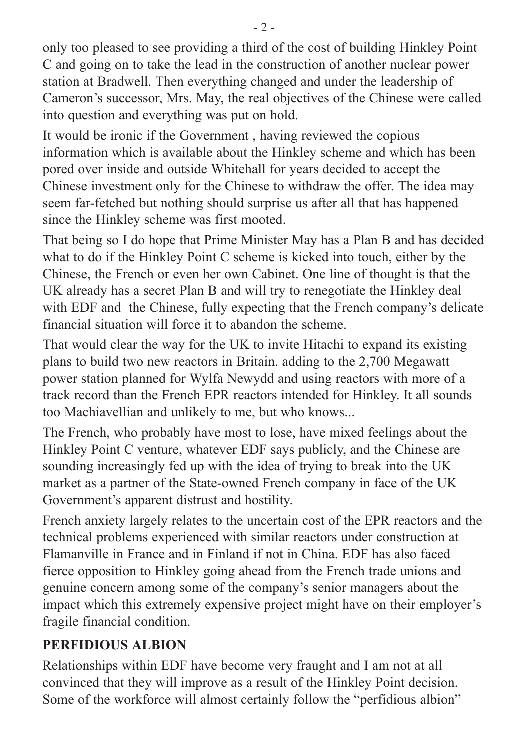only too pleased to see providing a third of the cost of building Hinkley Point C and going on to take the lead in the construction of another nuclear power station at Bradwell. Then everything changed and under the leadership of Cameron's successor, Mrs. May, the real objectives of the Chinese were called into question and everything was put on hold.

It would be ironic if the Government , having reviewed the copious information which is available about the Hinkley scheme and which has been pored over inside and outside Whitehall for years decided to accept the Chinese investment only for the Chinese to withdraw the offer. The idea may seem far-fetched but nothing should surprise us after all that has happened since the Hinkley scheme was first mooted.

That being so I do hope that Prime Minister May has a Plan B and has decided what to do if the Hinkley Point C scheme is kicked into touch, either by the Chinese, the French or even her own Cabinet. One line of thought is that the UK already has a secret Plan B and will try to renegotiate the Hinkley deal with EDF and the Chinese, fully expecting that the French company's delicate financial situation will force it to abandon the scheme.

That would clear the way for the UK to invite Hitachi to expand its existing plans to build two new reactors in Britain. adding to the 2,700 Megawatt power station planned for Wylfa Newydd and using reactors with more of a track record than the French EPR reactors intended for Hinkley. It all sounds too Machiavellian and unlikely to me, but who knows...

The French, who probably have most to lose, have mixed feelings about the Hinkley Point C venture, whatever EDF says publicly, and the Chinese are sounding increasingly fed up with the idea of trying to break into the UK market as a partner of the State-owned French company in face of the UK Government's apparent distrust and hostility.

French anxiety largely relates to the uncertain cost of the EPR reactors and the technical problems experienced with similar reactors under construction at Flamanville in France and in Finland if not in China. EDF has also faced fierce opposition to Hinkley going ahead from the French trade unions and genuine concern among some of the company's senior managers about the impact which this extremely expensive project might have on their employer's fragile financial condition.

## PERFIDIOUS ALBION

Relationships within EDF have become very fraught and I am not at all convinced that they will improve as a result of the Hinkley Point decision. Some of the workforce will almost certainly follow the "perfidious albion"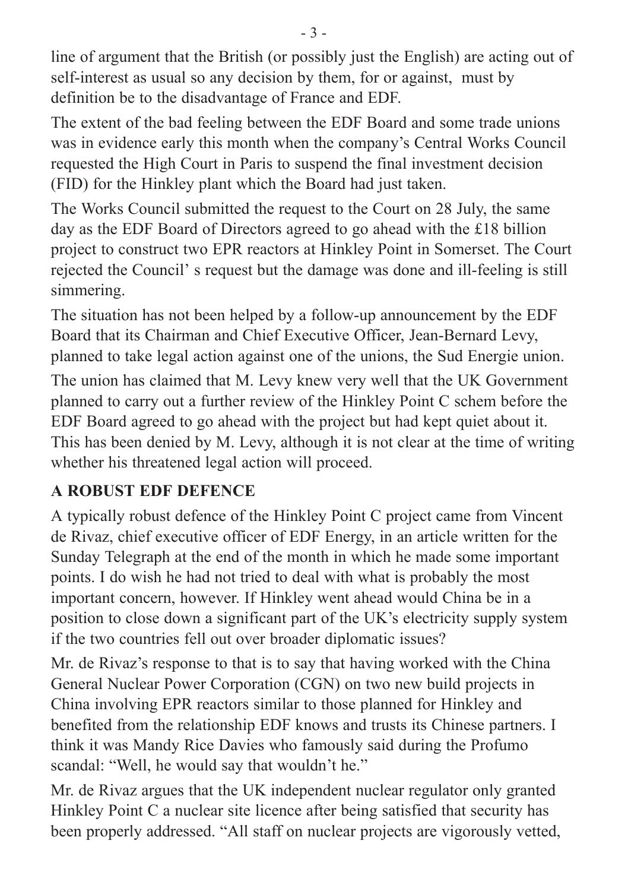line of argument that the British (or possibly just the English) are acting out of self-interest as usual so any decision by them, for or against, must by definition be to the disadvantage of France and EDF.

The extent of the bad feeling between the EDF Board and some trade unions was in evidence early this month when the company's Central Works Council requested the High Court in Paris to suspend the final investment decision (FID) for the Hinkley plant which the Board had just taken.

The Works Council submitted the request to the Court on 28 July, the same day as the EDF Board of Directors agreed to go ahead with the £18 billion project to construct two EPR reactors at Hinkley Point in Somerset. The Court rejected the Council' s request but the damage was done and ill-feeling is still simmering.

The situation has not been helped by a follow-up announcement by the EDF Board that its Chairman and Chief Executive Officer, Jean-Bernard Levy, planned to take legal action against one of the unions, the Sud Energie union.

The union has claimed that M. Levy knew very well that the UK Government planned to carry out a further review of the Hinkley Point C schem before the EDF Board agreed to go ahead with the project but had kept quiet about it. This has been denied by M. Levy, although it is not clear at the time of writing whether his threatened legal action will proceed.

## A ROBUST EDF DEFENCE

A typically robust defence of the Hinkley Point C project came from Vincent de Rivaz, chief executive officer of EDF Energy, in an article written for the Sunday Telegraph at the end of the month in which he made some important points. I do wish he had not tried to deal with what is probably the most important concern, however. If Hinkley went ahead would China be in a position to close down a significant part of the UK's electricity supply system if the two countries fell out over broader diplomatic issues?

Mr. de Rivaz's response to that is to say that having worked with the China General Nuclear Power Corporation (CGN) on two new build projects in China involving EPR reactors similar to those planned for Hinkley and benefited from the relationship EDF knows and trusts its Chinese partners. I think it was Mandy Rice Davies who famously said during the Profumo scandal: "Well, he would say that wouldn't he."

Mr. de Rivaz argues that the UK independent nuclear regulator only granted Hinkley Point C a nuclear site licence after being satisfied that security has been properly addressed. "All staff on nuclear projects are vigorously vetted,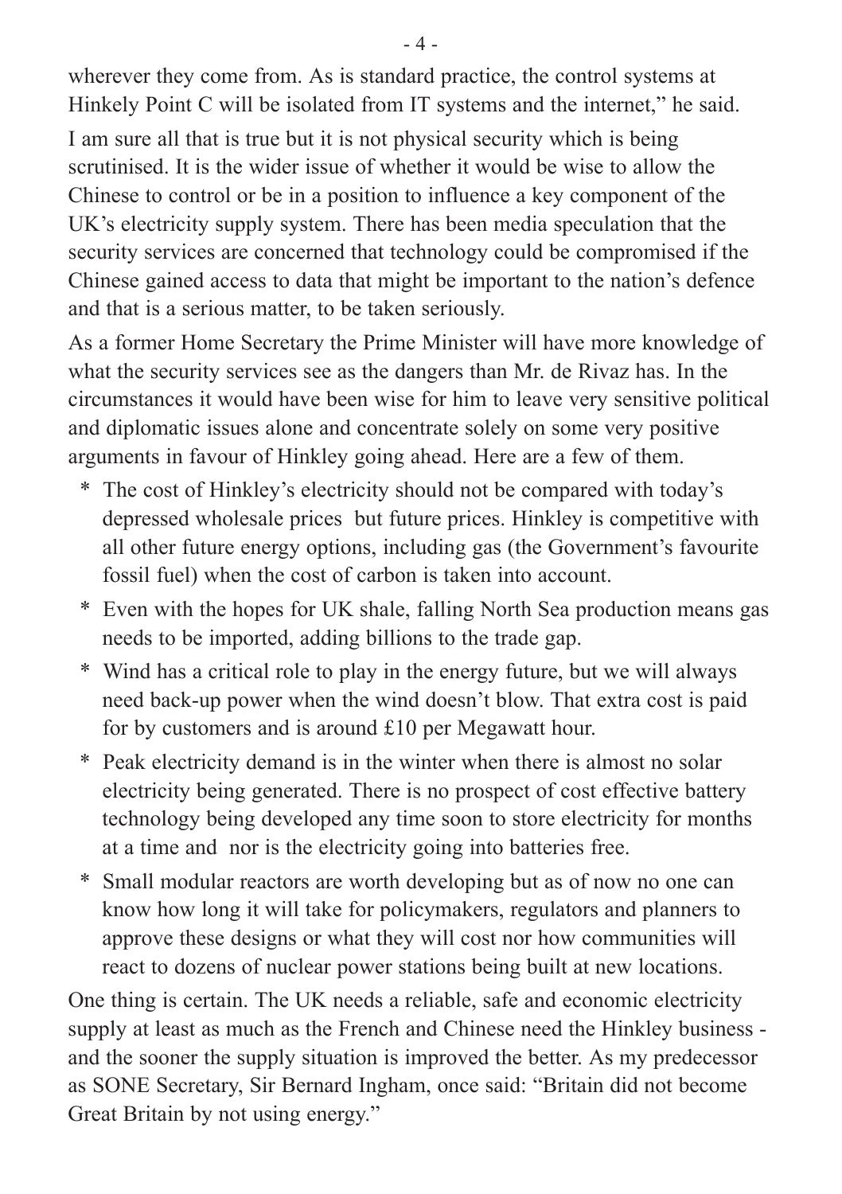wherever they come from. As is standard practice, the control systems at Hinkely Point C will be isolated from IT systems and the internet," he said.

I am sure all that is true but it is not physical security which is being scrutinised. It is the wider issue of whether it would be wise to allow the Chinese to control or be in a position to influence a key component of the UK's electricity supply system. There has been media speculation that the security services are concerned that technology could be compromised if the Chinese gained access to data that might be important to the nation's defence and that is a serious matter, to be taken seriously.

As a former Home Secretary the Prime Minister will have more knowledge of what the security services see as the dangers than Mr. de Rivaz has. In the circumstances it would have been wise for him to leave very sensitive political and diplomatic issues alone and concentrate solely on some very positive arguments in favour of Hinkley going ahead. Here are a few of them.

- The cost of Hinkley's electricity should not be compared with today's depressed wholesale prices but future prices. Hinkley is competitive with all other future energy options, including gas (the Government's favourite fossil fuel) when the cost of carbon is taken into account.
- Even with the hopes for UK shale, falling North Sea production means gas needs to be imported, adding billions to the trade gap.
- Wind has a critical role to play in the energy future, but we will always need back-up power when the wind doesn't blow. That extra cost is paid for by customers and is around £10 per Megawatt hour.
- Peak electricity demand is in the winter when there is almost no solar electricity being generated. There is no prospect of cost effective battery technology being developed any time soon to store electricity for months at a time and nor is the electricity going into batteries free.
- Small modular reactors are worth developing but as of now no one can know how long it will take for policymakers, regulators and planners to approve these designs or what they will cost nor how communities will react to dozens of nuclear power stations being built at new locations.

One thing is certain. The UK needs a reliable, safe and economic electricity supply at least as much as the French and Chinese need the Hinkley business - and the sooner the supply situation is improved the better. As my predecessor as SONE Secretary, Sir Bernard Ingham, once said: "Britain did not become Great Britain by not using energy."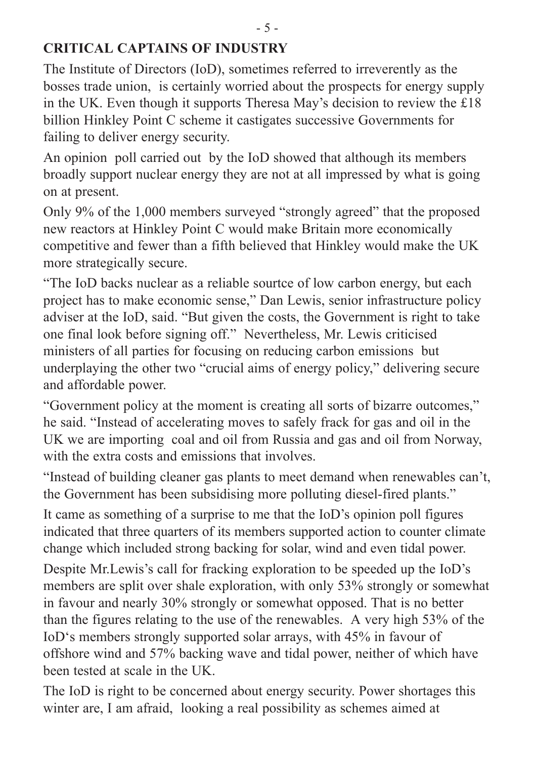## CRITICAL CAPTAINS OF INDUSTRY

The Institute of Directors (IoD), sometimes referred to irreverently as the bosses trade union, is certainly worried about the prospects for energy supply in the UK. Even though it supports Theresa May's decision to review the £18 billion Hinkley Point C scheme it castigates successive Governments for failing to deliver energy security.

An opinion poll carried out by the IoD showed that although its members broadly support nuclear energy they are not at all impressed by what is going on at present.

Only 9% of the 1,000 members surveyed "strongly agreed" that the proposed new reactors at Hinkley Point C would make Britain more economically competitive and fewer than a fifth believed that Hinkley would make the UK more strategically secure.

"The IoD backs nuclear as a reliable sourtce of low carbon energy, but each project has to make economic sense," Dan Lewis, senior infrastructure policy adviser at the IoD, said. "But given the costs, the Government is right to take one final look before signing off." Nevertheless, Mr. Lewis criticised ministers of all parties for focusing on reducing carbon emissions but underplaying the other two "crucial aims of energy policy," delivering secure and affordable power.

"Government policy at the moment is creating all sorts of bizarre outcomes," he said. "Instead of accelerating moves to safely frack for gas and oil in the UK we are importing coal and oil from Russia and gas and oil from Norway, with the extra costs and emissions that involves.

"Instead of building cleaner gas plants to meet demand when renewables can't, the Government has been subsidising more polluting diesel-fired plants."

It came as something of a surprise to me that the IoD's opinion poll figures indicated that three quarters of its members supported action to counter climate change which included strong backing for solar, wind and even tidal power.

Despite Mr.Lewis's call for fracking exploration to be speeded up the IoD's members are split over shale exploration, with only 53% strongly or somewhat in favour and nearly 30% strongly or somewhat opposed. That is no better than the figures relating to the use of the renewables. A very high 53% of the IoD's members strongly supported solar arrays, with 45% in favour of offshore wind and 57% backing wave and tidal power, neither of which have been tested at scale in the UK.

The IoD is right to be concerned about energy security. Power shortages this winter are, I am afraid, looking a real possibility as schemes aimed at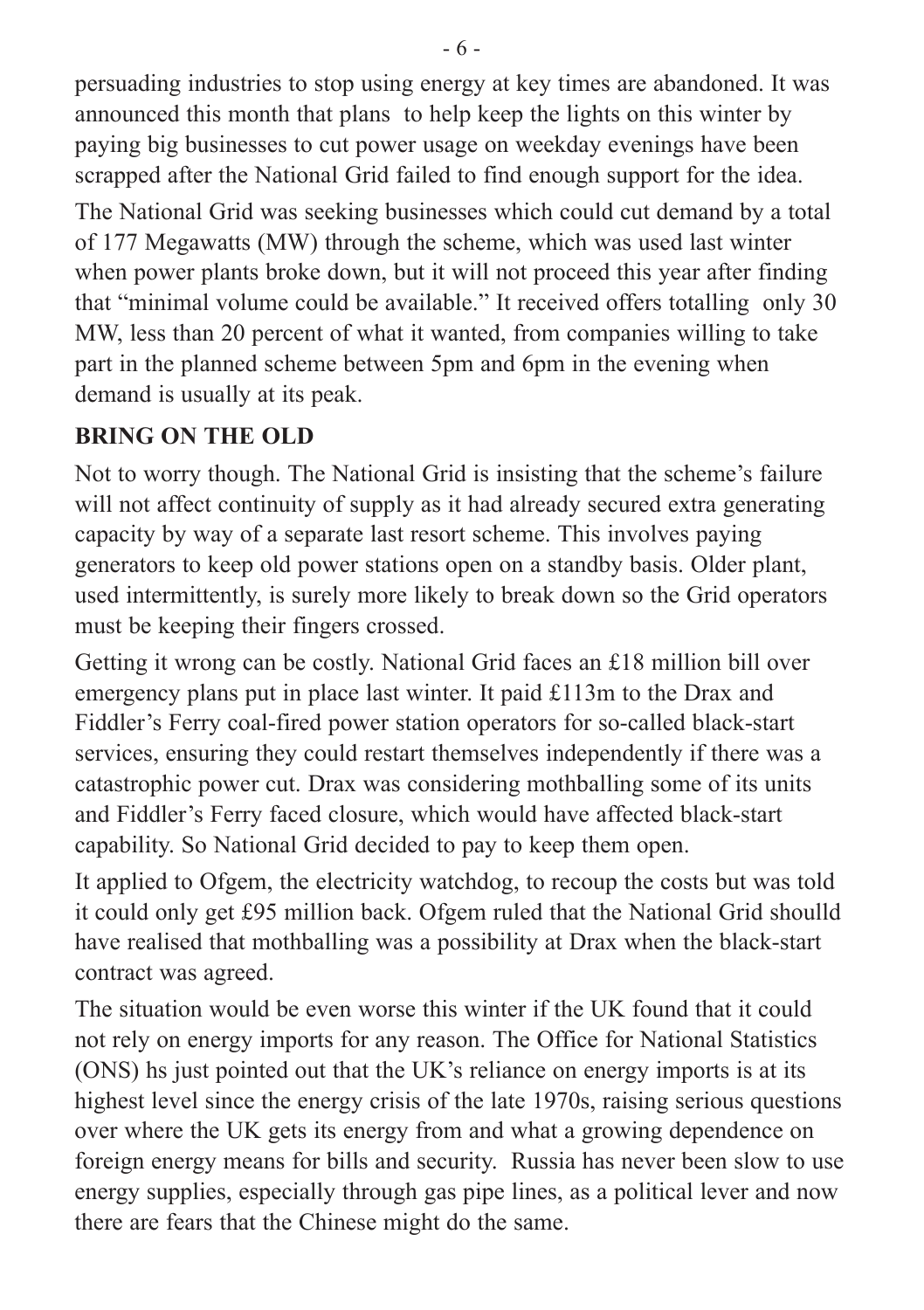persuading industries to stop using energy at key times are abandoned. It was announced this month that plans to help keep the lights on this winter by paying big businesses to cut power usage on weekday evenings have been scrapped after the National Grid failed to find enough support for the idea.

The National Grid was seeking businesses which could cut demand by a total of 177 Megawatts (MW) through the scheme, which was used last winter when power plants broke down, but it will not proceed this year after finding that "minimal volume could be available." It received offers totalling only 30 MW, less than 20 percent of what it wanted, from companies willing to take part in the planned scheme between 5pm and 6pm in the evening when demand is usually at its peak.

**BRING ON THE OLD**

Not to worry though. The National Grid is insisting that the scheme's failure will not affect continuity of supply as it had already secured extra generating capacity by way of a separate last resort scheme. This involves paying generators to keep old power stations open on a standby basis. Older plant, used intermittently, is surely more likely to break down so the Grid operators must be keeping their fingers crossed.

Getting it wrong can be costly. National Grid faces an £18 million bill over emergency plans put in place last winter. It paid £113m to the Drax and Fiddler's Ferry coal-fired power station operators for so-called black-start services, ensuring they could restart themselves independently if there was a catastrophic power cut. Drax was considering mothballing some of its units and Fiddler's Ferry faced closure, which would have affected black-start capability. So National Grid decided to pay to keep them open.

It applied to Ofgem, the electricity watchdog, to recoup the costs but was told it could only get £95 million back. Ofgem ruled that the National Grid shoulld have realised that mothballing was a possibility at Drax when the black-start contract was agreed.

The situation would be even worse this winter if the UK found that it could not rely on energy imports for any reason. The Office for National Statistics (ONS) hs just pointed out that the UK's reliance on energy imports is at its highest level since the energy crisis of the late 1970s, raising serious questions over where the UK gets its energy from and what a growing dependence on foreign energy means for bills and security. Russia has never been slow to use energy supplies, especially through gas pipe lines, as a political lever and now there are fears that the Chinese might do the same.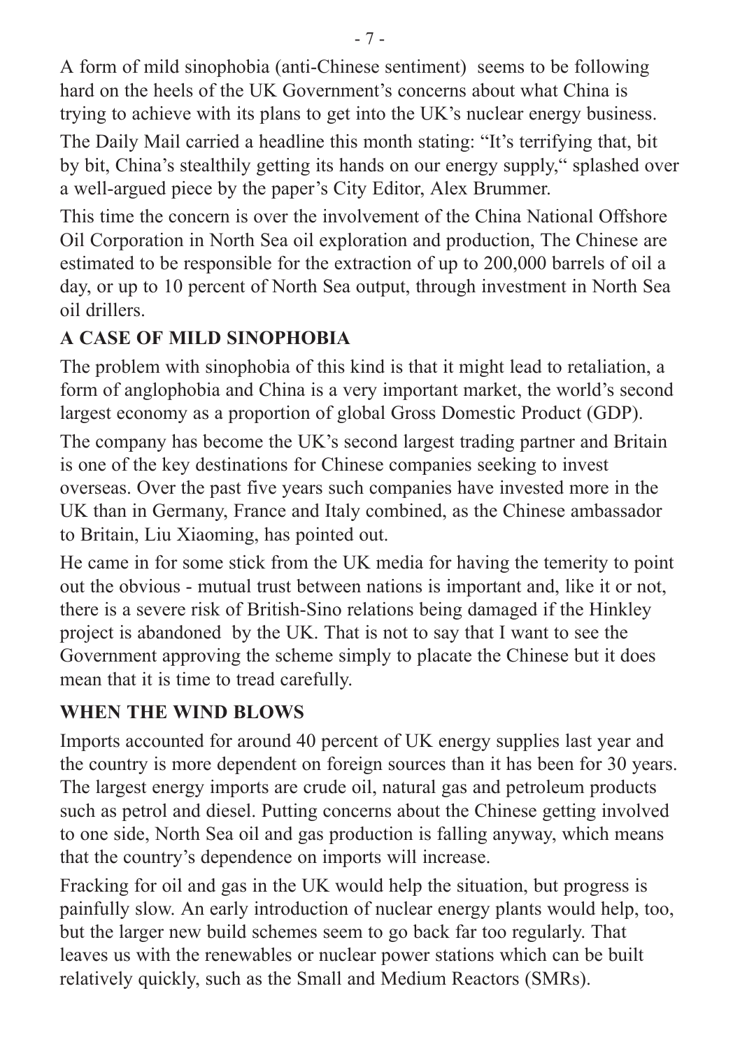A form of mild sinophobia (anti-Chinese sentiment) seems to be following hard on the heels of the UK Government's concerns about what China is trying to achieve with its plans to get into the UK's nuclear energy business.

The Daily Mail carried a headline this month stating: "It's terrifying that, bit by bit, China's stealthily getting its hands on our energy supply," splashed over a well-argued piece by the paper's City Editor, Alex Brummer.

This time the concern is over the involvement of the China National Offshore Oil Corporation in North Sea oil exploration and production, The Chinese are estimated to be responsible for the extraction of up to 200,000 barrels of oil a day, or up to 10 percent of North Sea output, through investment in North Sea oil drillers.

## A CASE OF MILD SINOPHOBIA

The problem with sinophobia of this kind is that it might lead to retaliation, a form of anglophobia and China is a very important market, the world's second largest economy as a proportion of global Gross Domestic Product (GDP).

The company has become the UK's second largest trading partner and Britain is one of the key destinations for Chinese companies seeking to invest overseas. Over the past five years such companies have invested more in the UK than in Germany, France and Italy combined, as the Chinese ambassador to Britain, Liu Xiaoming, has pointed out.

He came in for some stick from the UK media for having the temerity to point out the obvious - mutual trust between nations is important and, like it or not, there is a severe risk of British-Sino relations being damaged if the Hinkley project is abandoned by the UK. That is not to say that I want to see the Government approving the scheme simply to placate the Chinese but it does mean that it is time to tread carefully.

## WHEN THE WIND BLOWS

Imports accounted for around 40 percent of UK energy supplies last year and the country is more dependent on foreign sources than it has been for 30 years. The largest energy imports are crude oil, natural gas and petroleum products such as petrol and diesel. Putting concerns about the Chinese getting involved to one side, North Sea oil and gas production is falling anyway, which means that the country's dependence on imports will increase.

Fracking for oil and gas in the UK would help the situation, but progress is painfully slow. An early introduction of nuclear energy plants would help, too, but the larger new build schemes seem to go back far too regularly. That leaves us with the renewables or nuclear power stations which can be built relatively quickly, such as the Small and Medium Reactors (SMRs).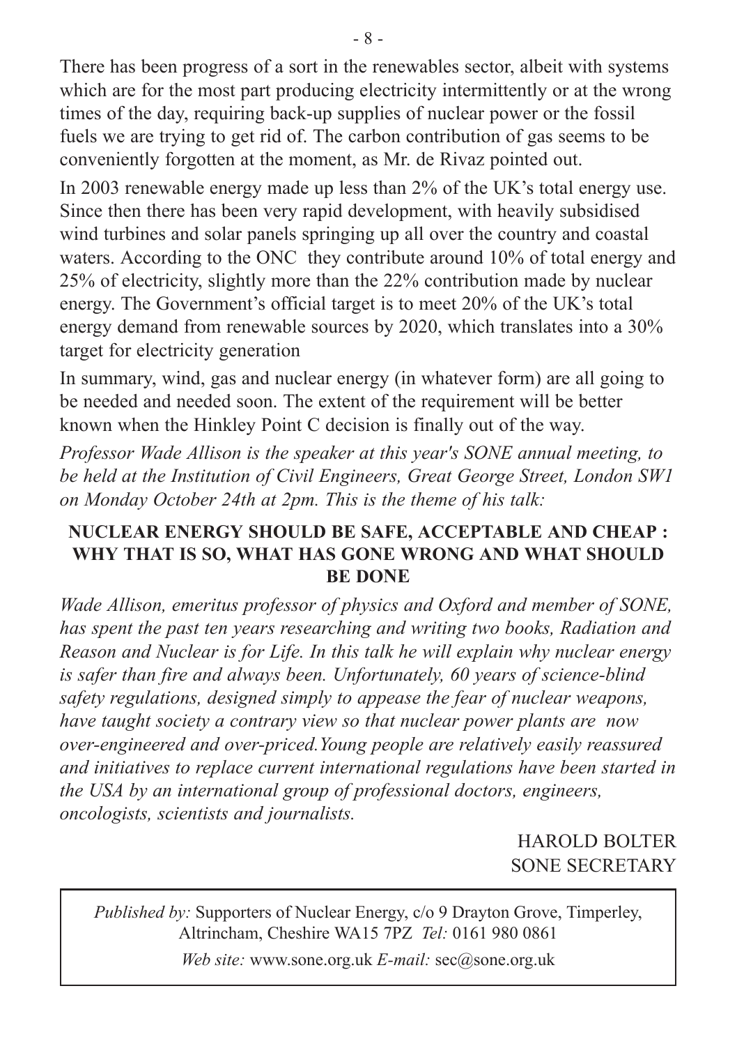There has been progress of a sort in the renewables sector, albeit with systems which are for the most part producing electricity intermittently or at the wrong times of the day, requiring back-up supplies of nuclear power or the fossil fuels we are trying to get rid of. The carbon contribution of gas seems to be conveniently forgotten at the moment, as Mr. de Rivaz pointed out.

In 2003 renewable energy made up less than 2% of the UK's total energy use. Since then there has been very rapid development, with heavily subsidised wind turbines and solar panels springing up all over the country and coastal waters. According to the ONC they contribute around 10% of total energy and 25% of electricity, slightly more than the 22% contribution made by nuclear energy. The Government's official target is to meet 20% of the UK's total energy demand from renewable sources by 2020, which translates into a 30% target for electricity generation

In summary, wind, gas and nuclear energy (in whatever form) are all going to be needed and needed soon. The extent of the requirement will be better known when the Hinkley Point C decision is finally out of the way.

*Professor Wade Allison is the speaker at this year's SONE annual meeting, to be held at the Institution of Civil Engineers, Great George Street, London SW1 on Monday October 24th at 2pm. This is the theme of his talk:*

**NUCLEAR ENERGY SHOULD BE SAFE, ACCEPTABLE AND CHEAP : WHY THAT IS SO, WHAT HAS GONE WRONG AND WHAT SHOULD BE DONE**

*Wade Allison, emeritus professor of physics and Oxford and member of SONE, has spent the past ten years researching and writing two books, Radiation and Reason and Nuclear is for Life. In this talk he will explain why nuclear energy is safer than fire and always been. Unfortunately, 60 years of science-blind safety regulations, designed simply to appease the fear of nuclear weapons, have taught society a contrary view so that nuclear power plants are now over-engineered and over-priced.Young people are relatively easily reassured and initiatives to replace current international regulations have been started in the USA by an international group of professional doctors, engineers, oncologists, scientists and journalists.*

HAROLD BOLTER
SONE SECRETARY

*Published by:* Supporters of Nuclear Energy, c/o 9 Drayton Grove, Timperley, Altrincham, Cheshire WA15 7PZ *Tel:* 0161 980 0861

*Web site:* www.sone.org.uk *E-mail:* sec@sone.org.uk